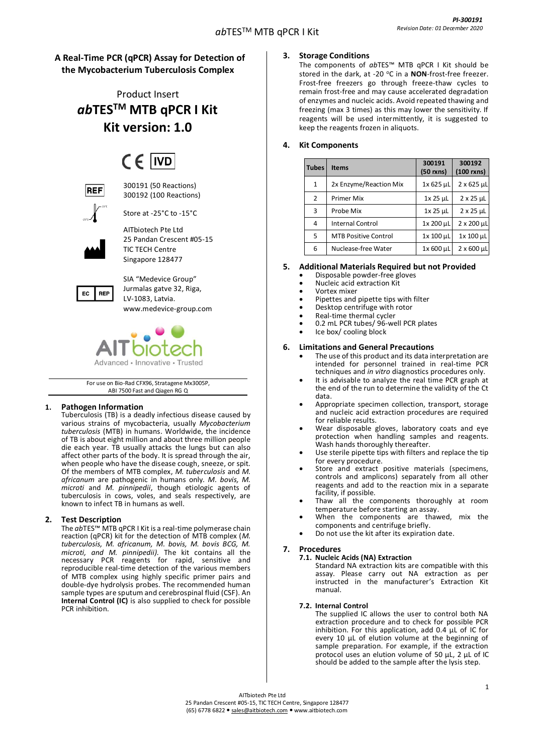# A Real-Time PCR (qPCR) Assay for Detection of the Mycobacterium Tuberculosis Complex

Product Insert

## *ab*TES$^{TM}$ MTB qPCR I Kit
## Kit version: 1.0

CE IVD

REF 300191 (50 Reactions)
300192 (100 Reactions)

Store at -25°C to -15°C

AITbiotech Pte Ltd
25 Pandan Crescent #05-15
TIC TECH Centre
Singapore 128477

EC REP SIA "Medevice Group"
Jurmalas gatve 32, Riga,
LV-1083, Latvia.
www.medevice-group.com

AITbiotech
Advanced • Innovative • Trusted

For use on Bio-Rad CFX96, Stratagene Mx3005P, ABI 7500 Fast and Qiagen RG Q

### 1. Pathogen Information

Tuberculosis (TB) is a deadly infectious disease caused by various strains of mycobacteria, usually *Mycobacterium tuberculosis* (MTB) in humans. Worldwide, the incidence of TB is about eight million and about three million people die each year. TB usually attacks the lungs but can also affect other parts of the body. It is spread through the air, when people who have the disease cough, sneeze, or spit. Of the members of MTB complex, *M. tuberculosis* and *M. africanum* are pathogenic in humans only. *M. bovis, M. microti* and *M. pinnipedii*, though etiologic agents of tuberculosis in cows, voles, and seals respectively, are known to infect TB in humans as well.

### 2. Test Description

The *ab*TES™ MTB qPCR I Kit is a real-time polymerase chain reaction (qPCR) kit for the detection of MTB complex (*M. tuberculosis, M. africanum, M. bovis, M. bovis BCG, M. microti, and M. pinnipedii).* The kit contains all the necessary PCR reagents for rapid, sensitive and reproducible real-time detection of the various members of MTB complex using highly specific primer pairs and double-dye hydrolysis probes. The recommended human sample types are sputum and cerebrospinal fluid (CSF). An **Internal Control (IC)** is also supplied to check for possible PCR inhibition.

### 3. Storage Conditions

The components of *ab*TES™ MTB qPCR I Kit should be stored in the dark, at -20 °C in a **NON**-frost-free freezer. Frost-free freezers go through freeze-thaw cycles to remain frost-free and may cause accelerated degradation of enzymes and nucleic acids. Avoid repeated thawing and freezing (max 3 times) as this may lower the sensitivity. If reagents will be used intermittently, it is suggested to keep the reagents frozen in aliquots.

### 4. Kit Components

| Tubes | Items | 300191 (50 rxns) | 300192 (100 rxns) |
|---|---|---|---|
| 1 | 2x Enzyme/Reaction Mix | 1x 625 µL | 2 x 625 µL |
| 2 | Primer Mix | 1x 25 µL | 2 x 25 µL |
| 3 | Probe Mix | 1x 25 µL | 2 x 25 µL |
| 4 | Internal Control | 1x 200 µL | 2 x 200 µL |
| 5 | MTB Positive Control | 1x 100 µL | 1x 100 µL |
| 6 | Nuclease-free Water | 1x 600 µL | 2 x 600 µL |

### 5. Additional Materials Required but not Provided

- Disposable powder-free gloves
- Nucleic acid extraction Kit
- Vortex mixer
- Pipettes and pipette tips with filter
- Desktop centrifuge with rotor
- Real-time thermal cycler
- 0.2 mL PCR tubes/ 96-well PCR plates
- Ice box/ cooling block

### 6. Limitations and General Precautions

- The use of this product and its data interpretation are intended for personnel trained in real-time PCR techniques and *in vitro* diagnostics procedures only.
- It is advisable to analyze the real time PCR graph at the end of the run to determine the validity of the Ct data.
- Appropriate specimen collection, transport, storage and nucleic acid extraction procedures are required for reliable results.
- Wear disposable gloves, laboratory coats and eye protection when handling samples and reagents. Wash hands thoroughly thereafter.
- Use sterile pipette tips with filters and replace the tip for every procedure.
- Store and extract positive materials (specimens, controls and amplicons) separately from all other reagents and add to the reaction mix in a separate facility, if possible.
- Thaw all the components thoroughly at room temperature before starting an assay.
- When the components are thawed, mix the components and centrifuge briefly.
- Do not use the kit after its expiration date.

### 7. Procedures

#### 7.1. Nucleic Acids (NA) Extraction

Standard NA extraction kits are compatible with this assay. Please carry out NA extraction as per instructed in the manufacturer's Extraction Kit manual.

#### 7.2. Internal Control

The supplied IC allows the user to control both NA extraction procedure and to check for possible PCR inhibition. For this application, add 0.4 µL of IC for every 10 µL of elution volume at the beginning of sample preparation. For example, if the extraction protocol uses an elution volume of 50 µL, 2 µL of IC should be added to the sample after the lysis step.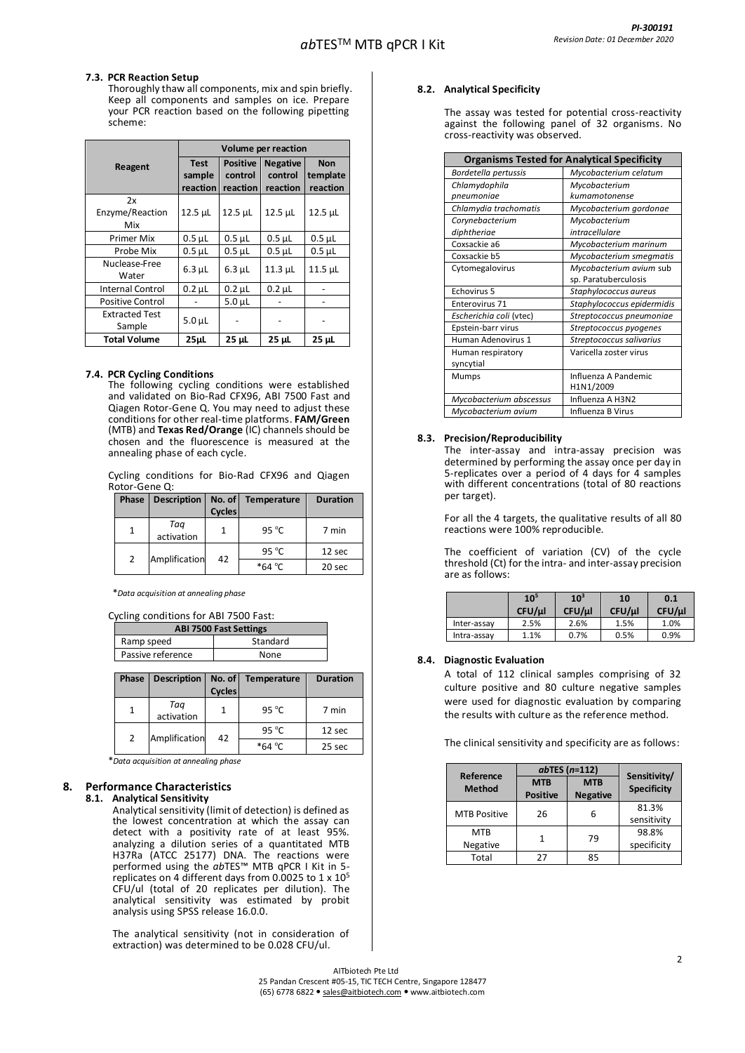### 7.3. PCR Reaction Setup

Thoroughly thaw all components, mix and spin briefly. Keep all components and samples on ice. Prepare your PCR reaction based on the following pipetting scheme:

| Reagent | Volume per reaction | | | |
|---|---|---|---|---|
| | Test sample reaction | Positive control reaction | Negative control reaction | Non template reaction |
| 2x Enzyme/Reaction Mix | 12.5 µL | 12.5 µL | 12.5 µL | 12.5 µL |
| Primer Mix | 0.5 µL | 0.5 µL | 0.5 µL | 0.5 µL |
| Probe Mix | 0.5 µL | 0.5 µL | 0.5 µL | 0.5 µL |
| Nuclease-Free Water | 6.3 µL | 6.3 µL | 11.3 µL | 11.5 µL |
| Internal Control | 0.2 µL | 0.2 µL | 0.2 µL | - |
| Positive Control | - | 5.0 µL | - | - |
| Extracted Test Sample | 5.0 µL | - | - | - |
| **Total Volume** | **25µL** | **25 µL** | **25 µL** | **25 µL** |

### 7.4. PCR Cycling Conditions

The following cycling conditions were established and validated on Bio-Rad CFX96, ABI 7500 Fast and Qiagen Rotor-Gene Q. You may need to adjust these conditions for other real-time platforms. **FAM/Green** (MTB) and **Texas Red/Orange** (IC) channels should be chosen and the fluorescence is measured at the annealing phase of each cycle.

Cycling conditions for Bio-Rad CFX96 and Qiagen Rotor-Gene Q:

| Phase | Description | No. of Cycles | Temperature | Duration |
|---|---|---|---|---|
| 1 | *Taq* activation | 1 | 95 °C | 7 min |
| 2 | Amplification | 42 | 95 °C | 12 sec |
| | | | *64 °C | 20 sec |

\**Data acquisition at annealing phase*

Cycling conditions for ABI 7500 Fast:

| ABI 7500 Fast Settings | |
|---|---|
| Ramp speed | Standard |
| Passive reference | None |

| Phase | Description | No. of Cycles | Temperature | Duration |
|---|---|---|---|---|
| 1 | *Taq* activation | 1 | 95 °C | 7 min |
| 2 | Amplification | 42 | 95 °C | 12 sec |
| | | | *64 °C | 25 sec |

\**Data acquisition at annealing phase*

## 8. Performance Characteristics

### 8.1. Analytical Sensitivity

Analytical sensitivity (limit of detection) is defined as the lowest concentration at which the assay can detect with a positivity rate of at least 95%. analyzing a dilution series of a quantitated MTB H37Ra (ATCC 25177) DNA. The reactions were performed using the *ab*TES™ MTB qPCR I Kit in 5-replicates on 4 different days from 0.0025 to 1 x $10^5$ CFU/ul (total of 20 replicates per dilution). The analytical sensitivity was estimated by probit analysis using SPSS release 16.0.0.

The analytical sensitivity (not in consideration of extraction) was determined to be 0.028 CFU/ul.

### 8.2. Analytical Specificity

The assay was tested for potential cross-reactivity against the following panel of 32 organisms. No cross-reactivity was observed.

| Organisms Tested for Analytical Specificity | |
|---|---|
| *Bordetella pertussis* | *Mycobacterium celatum* |
| *Chlamydophila pneumoniae* | *Mycobacterium kumamotonense* |
| *Chlamydia trachomatis* | *Mycobacterium gordonae* |
| *Corynebacterium diphtheriae* | *Mycobacterium intracellulare* |
| Coxsackie a6 | *Mycobacterium marinum* |
| Coxsackie b5 | *Mycobacterium smegmatis* |
| Cytomegalovirus | *Mycobacterium avium* sub sp. Paratuberculosis |
| Echovirus 5 | *Staphylococcus aureus* |
| Enterovirus 71 | *Staphylococcus epidermidis* |
| *Escherichia coli* (vtec) | *Streptococcus pneumoniae* |
| Epstein-barr virus | *Streptococcus pyogenes* |
| Human Adenovirus 1 | *Streptococcus salivarius* |
| Human respiratory syncytial | Varicella zoster virus |
| Mumps | Influenza A Pandemic H1N1/2009 |
| *Mycobacterium abscessus* | Influenza A H3N2 |
| *Mycobacterium avium* | Influenza B Virus |

### 8.3. Precision/Reproducibility

The inter-assay and intra-assay precision was determined by performing the assay once per day in 5-replicates over a period of 4 days for 4 samples with different concentrations (total of 80 reactions per target).

For all the 4 targets, the qualitative results of all 80 reactions were 100% reproducible.

The coefficient of variation (CV) of the cycle threshold (Ct) for the intra- and inter-assay precision are as follows:

| | $10^5$ CFU/µl | $10^3$ CFU/µl | 10 CFU/µl | 0.1 CFU/µl |
|---|---|---|---|---|
| Inter-assay | 2.5% | 2.6% | 1.5% | 1.0% |
| Intra-assay | 1.1% | 0.7% | 0.5% | 0.9% |

### 8.4. Diagnostic Evaluation

A total of 112 clinical samples comprising of 32 culture positive and 80 culture negative samples were used for diagnostic evaluation by comparing the results with culture as the reference method.

The clinical sensitivity and specificity are as follows:

| Reference Method | *ab*TES (*n*=112) | | Sensitivity/ Specificity |
|---|---|---|---|
| | MTB Positive | MTB Negative | |
| MTB Positive | 26 | 6 | 81.3% sensitivity |
| MTB Negative | 1 | 79 | 98.8% specificity |
| Total | 27 | 85 | |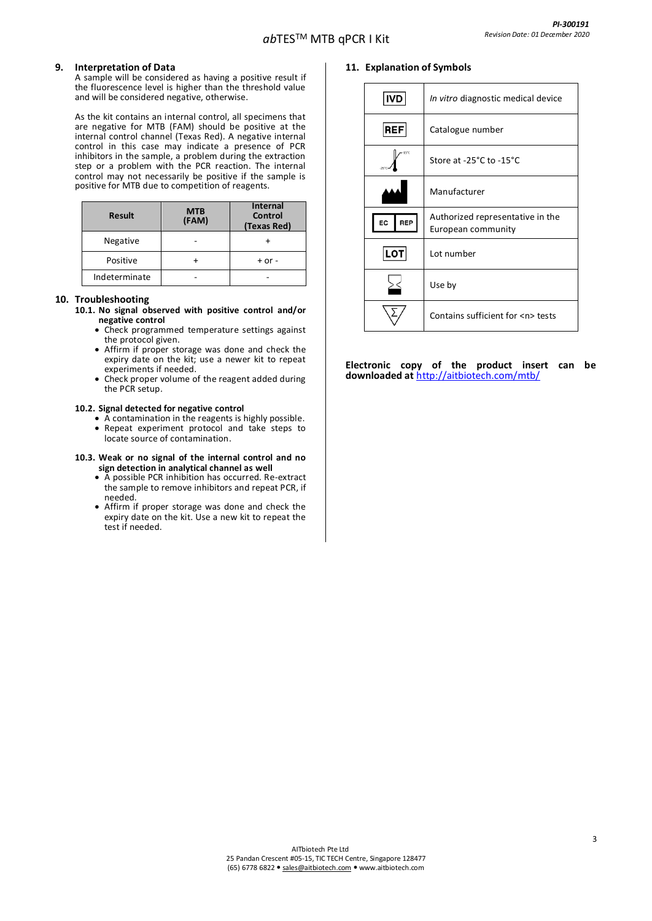## 9. Interpretation of Data

A sample will be considered as having a positive result if the fluorescence level is higher than the threshold value and will be considered negative, otherwise.

As the kit contains an internal control, all specimens that are negative for MTB (FAM) should be positive at the internal control channel (Texas Red). A negative internal control in this case may indicate a presence of PCR inhibitors in the sample, a problem during the extraction step or a problem with the PCR reaction. The internal control may not necessarily be positive if the sample is positive for MTB due to competition of reagents.

| Result | MTB (FAM) | Internal Control (Texas Red) |
|---|---|---|
| Negative | - | + |
| Positive | + | + or - |
| Indeterminate | - | - |

## 10. Troubleshooting

### 10.1. No signal observed with positive control and/or negative control

- Check programmed temperature settings against the protocol given.
- Affirm if proper storage was done and check the expiry date on the kit; use a newer kit to repeat experiments if needed.
- Check proper volume of the reagent added during the PCR setup.

### 10.2. Signal detected for negative control

- A contamination in the reagents is highly possible.
- Repeat experiment protocol and take steps to locate source of contamination.

### 10.3. Weak or no signal of the internal control and no sign detection in analytical channel as well

- A possible PCR inhibition has occurred. Re-extract the sample to remove inhibitors and repeat PCR, if needed.
- Affirm if proper storage was done and check the expiry date on the kit. Use a new kit to repeat the test if needed.

## 11. Explanation of Symbols

| | |
|---|---|
| IVD | *In vitro* diagnostic medical device |
| REF | Catalogue number |
| -25°C / -15°C | Store at -25°C to -15°C |
| | Manufacturer |
| EC REP | Authorized representative in the European community |
| LOT | Lot number |
| | Use by |
| Σ | Contains sufficient for <n> tests |

**Electronic copy of the product insert can be downloaded at** http://aitbiotech.com/mtb/

AITbiotech Pte Ltd
25 Pandan Crescent #05-15, TIC TECH Centre, Singapore 128477
(65) 6778 6822 • sales@aitbiotech.com • www.aitbiotech.com